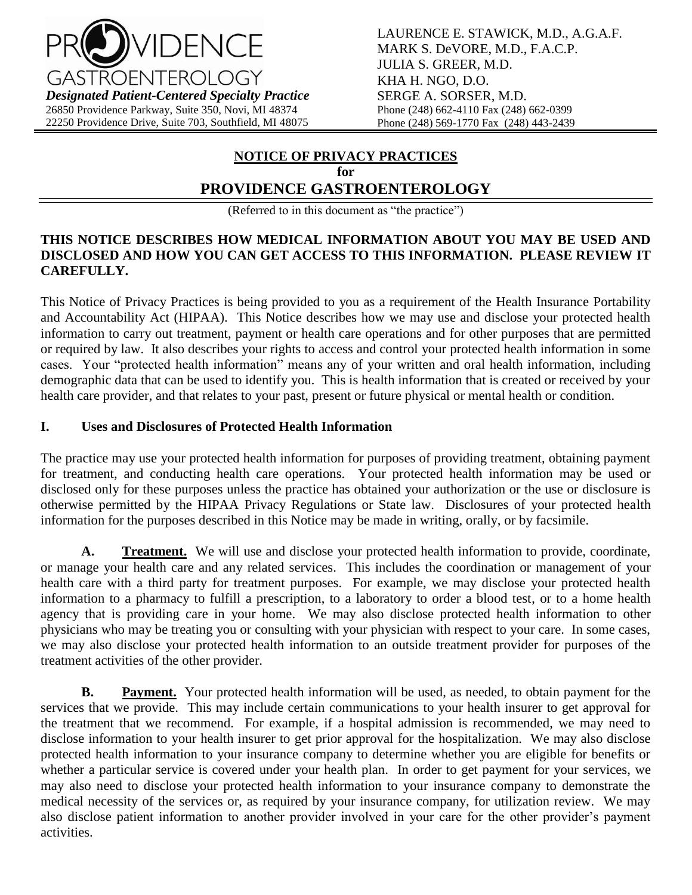PROVIDENCE GASTROENTEROLOGY

***Designated Patient-Centered Specialty Practice***

26850 Providence Parkway, Suite 350, Novi, MI 48374
22250 Providence Drive, Suite 703, Southfield, MI 48075

LAURENCE E. STAWICK, M.D., A.G.A.F.
MARK S. DeVORE, M.D., F.A.C.P.
JULIA S. GREER, M.D.
KHA H. NGO, D.O.
SERGE A. SORSER, M.D.
Phone (248) 662-4110 Fax (248) 662-0399
Phone (248) 569-1770 Fax (248) 443-2439

# NOTICE OF PRIVACY PRACTICES for PROVIDENCE GASTROENTEROLOGY

(Referred to in this document as "the practice")

**THIS NOTICE DESCRIBES HOW MEDICAL INFORMATION ABOUT YOU MAY BE USED AND DISCLOSED AND HOW YOU CAN GET ACCESS TO THIS INFORMATION. PLEASE REVIEW IT CAREFULLY.**

This Notice of Privacy Practices is being provided to you as a requirement of the Health Insurance Portability and Accountability Act (HIPAA). This Notice describes how we may use and disclose your protected health information to carry out treatment, payment or health care operations and for other purposes that are permitted or required by law. It also describes your rights to access and control your protected health information in some cases. Your "protected health information" means any of your written and oral health information, including demographic data that can be used to identify you. This is health information that is created or received by your health care provider, and that relates to your past, present or future physical or mental health or condition.

## I. Uses and Disclosures of Protected Health Information

The practice may use your protected health information for purposes of providing treatment, obtaining payment for treatment, and conducting health care operations. Your protected health information may be used or disclosed only for these purposes unless the practice has obtained your authorization or the use or disclosure is otherwise permitted by the HIPAA Privacy Regulations or State law. Disclosures of your protected health information for the purposes described in this Notice may be made in writing, orally, or by facsimile.

**A. Treatment.** We will use and disclose your protected health information to provide, coordinate, or manage your health care and any related services. This includes the coordination or management of your health care with a third party for treatment purposes. For example, we may disclose your protected health information to a pharmacy to fulfill a prescription, to a laboratory to order a blood test, or to a home health agency that is providing care in your home. We may also disclose protected health information to other physicians who may be treating you or consulting with your physician with respect to your care. In some cases, we may also disclose your protected health information to an outside treatment provider for purposes of the treatment activities of the other provider.

**B. Payment.** Your protected health information will be used, as needed, to obtain payment for the services that we provide. This may include certain communications to your health insurer to get approval for the treatment that we recommend. For example, if a hospital admission is recommended, we may need to disclose information to your health insurer to get prior approval for the hospitalization. We may also disclose protected health information to your insurance company to determine whether you are eligible for benefits or whether a particular service is covered under your health plan. In order to get payment for your services, we may also need to disclose your protected health information to your insurance company to demonstrate the medical necessity of the services or, as required by your insurance company, for utilization review. We may also disclose patient information to another provider involved in your care for the other provider's payment activities.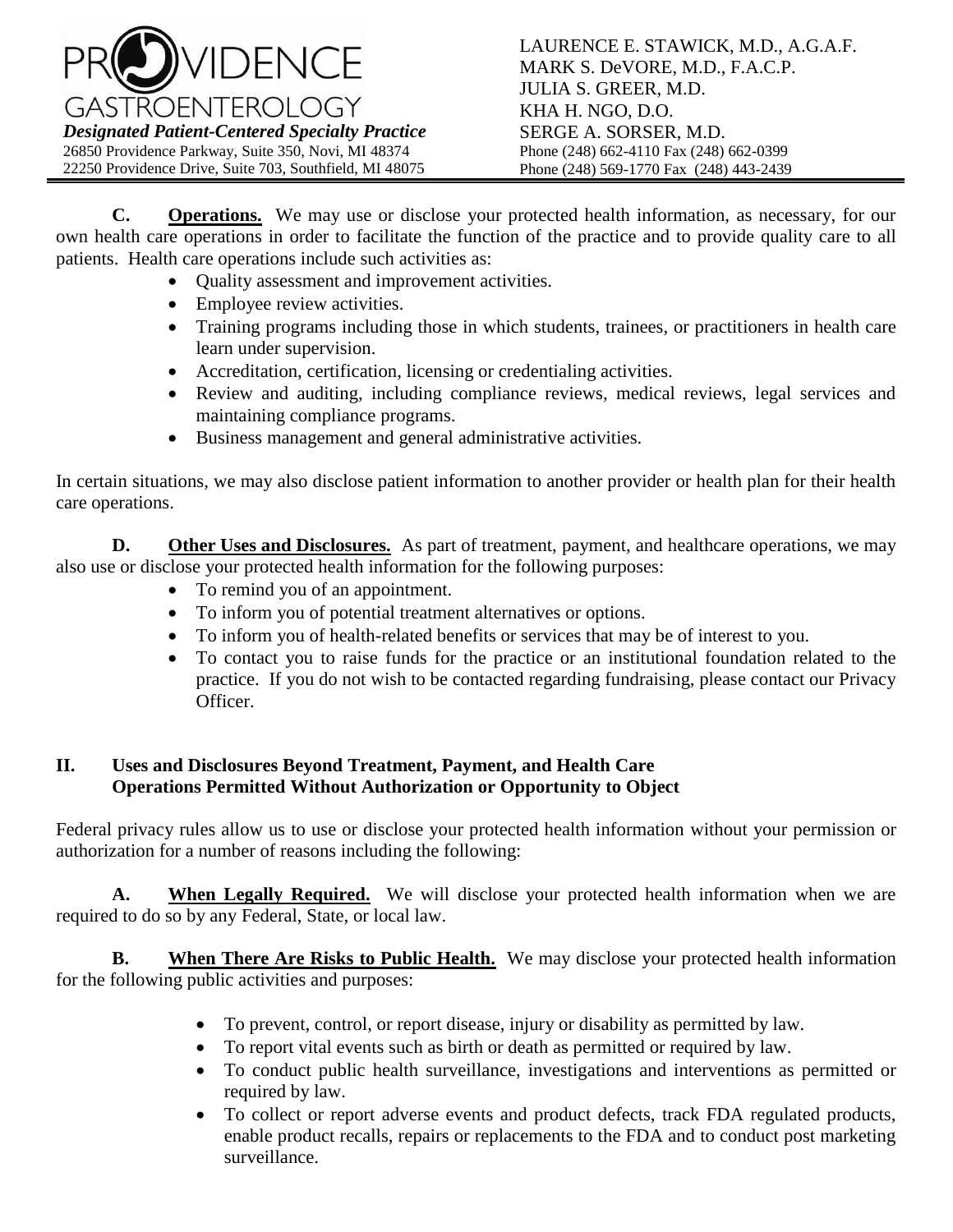**C. Operations.** We may use or disclose your protected health information, as necessary, for our own health care operations in order to facilitate the function of the practice and to provide quality care to all patients. Health care operations include such activities as:

- Quality assessment and improvement activities.
- Employee review activities.
- Training programs including those in which students, trainees, or practitioners in health care learn under supervision.
- Accreditation, certification, licensing or credentialing activities.
- Review and auditing, including compliance reviews, medical reviews, legal services and maintaining compliance programs.
- Business management and general administrative activities.

In certain situations, we may also disclose patient information to another provider or health plan for their health care operations.

**D. Other Uses and Disclosures.** As part of treatment, payment, and healthcare operations, we may also use or disclose your protected health information for the following purposes:

- To remind you of an appointment.
- To inform you of potential treatment alternatives or options.
- To inform you of health-related benefits or services that may be of interest to you.
- To contact you to raise funds for the practice or an institutional foundation related to the practice. If you do not wish to be contacted regarding fundraising, please contact our Privacy Officer.

## II. Uses and Disclosures Beyond Treatment, Payment, and Health Care Operations Permitted Without Authorization or Opportunity to Object

Federal privacy rules allow us to use or disclose your protected health information without your permission or authorization for a number of reasons including the following:

**A. When Legally Required.** We will disclose your protected health information when we are required to do so by any Federal, State, or local law.

**B. When There Are Risks to Public Health.** We may disclose your protected health information for the following public activities and purposes:

- To prevent, control, or report disease, injury or disability as permitted by law.
- To report vital events such as birth or death as permitted or required by law.
- To conduct public health surveillance, investigations and interventions as permitted or required by law.
- To collect or report adverse events and product defects, track FDA regulated products, enable product recalls, repairs or replacements to the FDA and to conduct post marketing surveillance.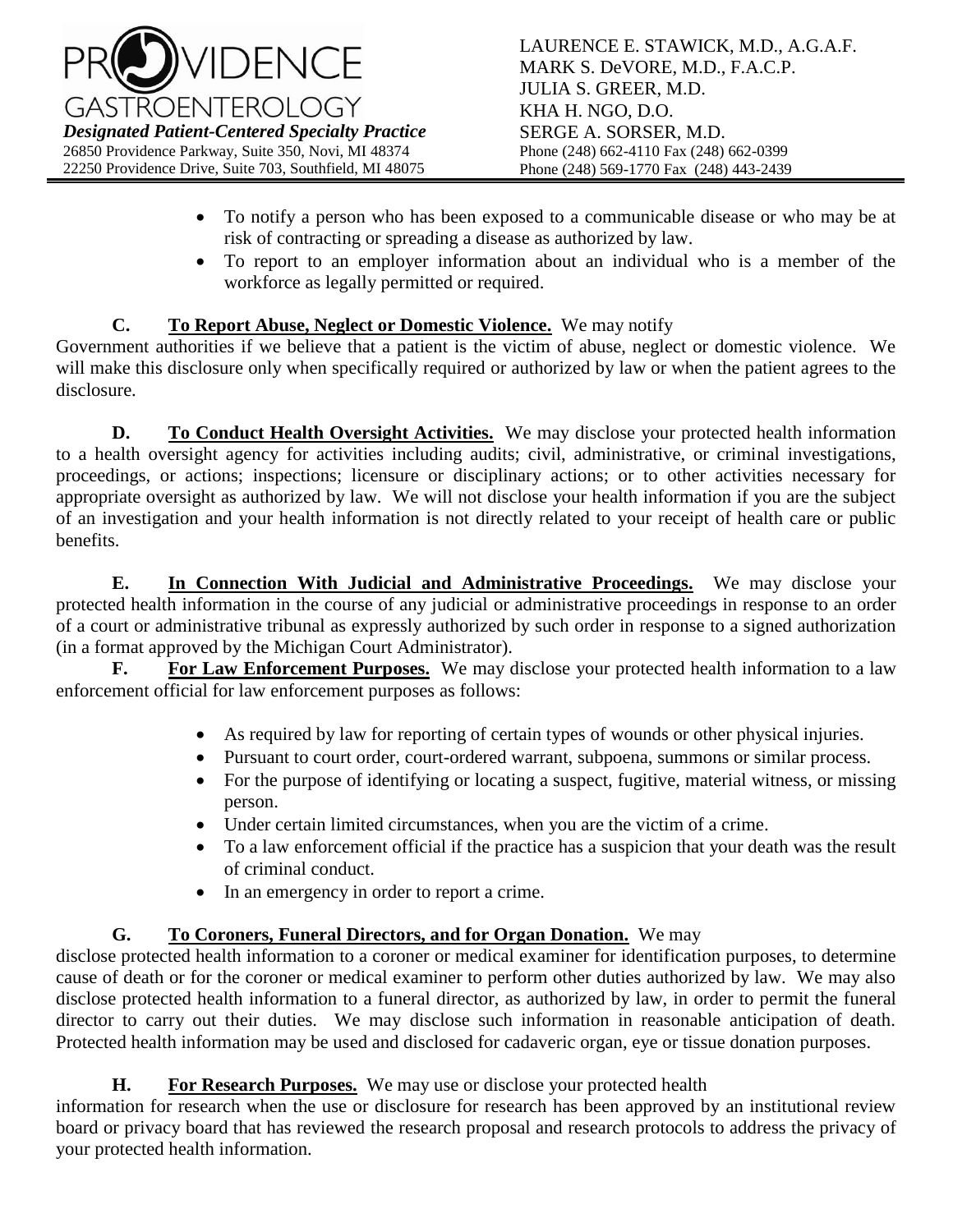- To notify a person who has been exposed to a communicable disease or who may be at risk of contracting or spreading a disease as authorized by law.
- To report to an employer information about an individual who is a member of the workforce as legally permitted or required.

**C. To Report Abuse, Neglect or Domestic Violence.** We may notify Government authorities if we believe that a patient is the victim of abuse, neglect or domestic violence. We will make this disclosure only when specifically required or authorized by law or when the patient agrees to the disclosure.

**D. To Conduct Health Oversight Activities.** We may disclose your protected health information to a health oversight agency for activities including audits; civil, administrative, or criminal investigations, proceedings, or actions; inspections; licensure or disciplinary actions; or to other activities necessary for appropriate oversight as authorized by law. We will not disclose your health information if you are the subject of an investigation and your health information is not directly related to your receipt of health care or public benefits.

**E. In Connection With Judicial and Administrative Proceedings.** We may disclose your protected health information in the course of any judicial or administrative proceedings in response to an order of a court or administrative tribunal as expressly authorized by such order in response to a signed authorization (in a format approved by the Michigan Court Administrator).

**F. For Law Enforcement Purposes.** We may disclose your protected health information to a law enforcement official for law enforcement purposes as follows:

- As required by law for reporting of certain types of wounds or other physical injuries.
- Pursuant to court order, court-ordered warrant, subpoena, summons or similar process.
- For the purpose of identifying or locating a suspect, fugitive, material witness, or missing person.
- Under certain limited circumstances, when you are the victim of a crime.
- To a law enforcement official if the practice has a suspicion that your death was the result of criminal conduct.
- In an emergency in order to report a crime.

**G. To Coroners, Funeral Directors, and for Organ Donation.** We may disclose protected health information to a coroner or medical examiner for identification purposes, to determine cause of death or for the coroner or medical examiner to perform other duties authorized by law. We may also disclose protected health information to a funeral director, as authorized by law, in order to permit the funeral director to carry out their duties. We may disclose such information in reasonable anticipation of death. Protected health information may be used and disclosed for cadaveric organ, eye or tissue donation purposes.

**H. For Research Purposes.** We may use or disclose your protected health information for research when the use or disclosure for research has been approved by an institutional review board or privacy board that has reviewed the research proposal and research protocols to address the privacy of your protected health information.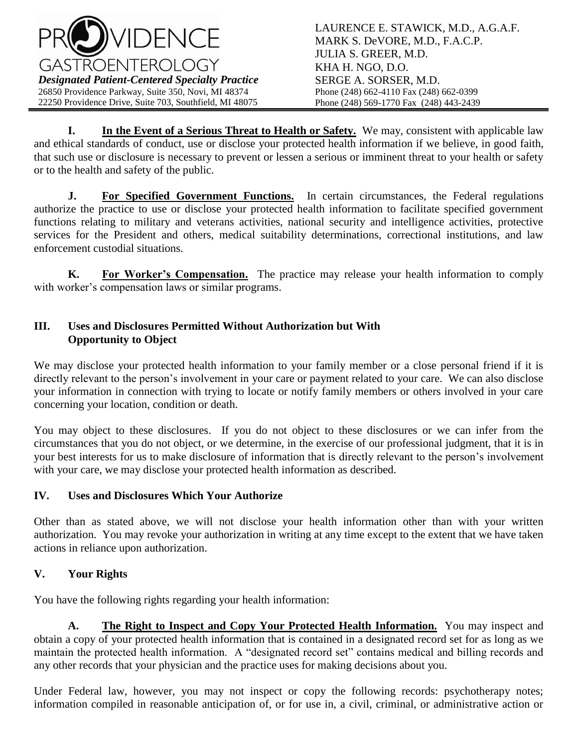**I. In the Event of a Serious Threat to Health or Safety.** We may, consistent with applicable law and ethical standards of conduct, use or disclose your protected health information if we believe, in good faith, that such use or disclosure is necessary to prevent or lessen a serious or imminent threat to your health or safety or to the health and safety of the public.

**J. For Specified Government Functions.** In certain circumstances, the Federal regulations authorize the practice to use or disclose your protected health information to facilitate specified government functions relating to military and veterans activities, national security and intelligence activities, protective services for the President and others, medical suitability determinations, correctional institutions, and law enforcement custodial situations.

**K. For Worker's Compensation.** The practice may release your health information to comply with worker's compensation laws or similar programs.

## III. Uses and Disclosures Permitted Without Authorization but With Opportunity to Object

We may disclose your protected health information to your family member or a close personal friend if it is directly relevant to the person's involvement in your care or payment related to your care. We can also disclose your information in connection with trying to locate or notify family members or others involved in your care concerning your location, condition or death.

You may object to these disclosures. If you do not object to these disclosures or we can infer from the circumstances that you do not object, or we determine, in the exercise of our professional judgment, that it is in your best interests for us to make disclosure of information that is directly relevant to the person's involvement with your care, we may disclose your protected health information as described.

## IV. Uses and Disclosures Which Your Authorize

Other than as stated above, we will not disclose your health information other than with your written authorization. You may revoke your authorization in writing at any time except to the extent that we have taken actions in reliance upon authorization.

## V. Your Rights

You have the following rights regarding your health information:

**A. The Right to Inspect and Copy Your Protected Health Information.** You may inspect and obtain a copy of your protected health information that is contained in a designated record set for as long as we maintain the protected health information. A "designated record set" contains medical and billing records and any other records that your physician and the practice uses for making decisions about you.

Under Federal law, however, you may not inspect or copy the following records: psychotherapy notes; information compiled in reasonable anticipation of, or for use in, a civil, criminal, or administrative action or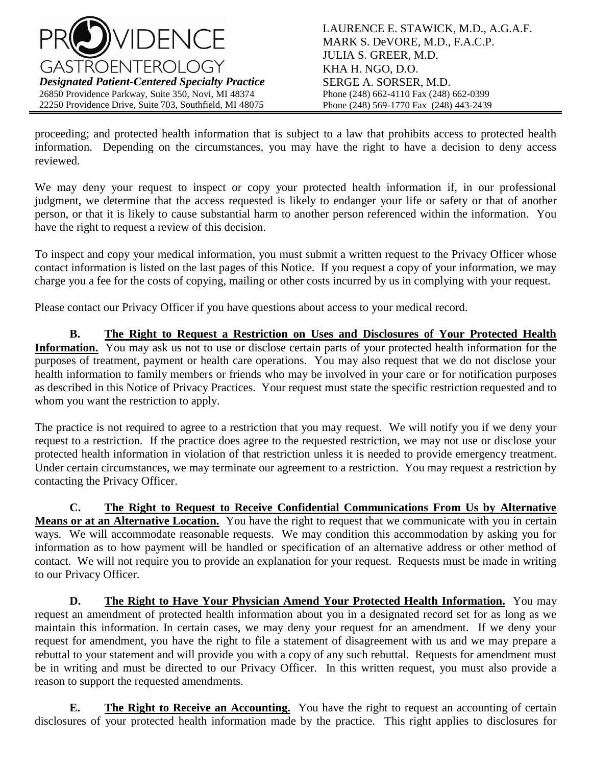proceeding; and protected health information that is subject to a law that prohibits access to protected health information. Depending on the circumstances, you may have the right to have a decision to deny access reviewed.

We may deny your request to inspect or copy your protected health information if, in our professional judgment, we determine that the access requested is likely to endanger your life or safety or that of another person, or that it is likely to cause substantial harm to another person referenced within the information. You have the right to request a review of this decision.

To inspect and copy your medical information, you must submit a written request to the Privacy Officer whose contact information is listed on the last pages of this Notice. If you request a copy of your information, we may charge you a fee for the costs of copying, mailing or other costs incurred by us in complying with your request.

Please contact our Privacy Officer if you have questions about access to your medical record.

**B. The Right to Request a Restriction on Uses and Disclosures of Your Protected Health Information.** You may ask us not to use or disclose certain parts of your protected health information for the purposes of treatment, payment or health care operations. You may also request that we do not disclose your health information to family members or friends who may be involved in your care or for notification purposes as described in this Notice of Privacy Practices. Your request must state the specific restriction requested and to whom you want the restriction to apply.

The practice is not required to agree to a restriction that you may request. We will notify you if we deny your request to a restriction. If the practice does agree to the requested restriction, we may not use or disclose your protected health information in violation of that restriction unless it is needed to provide emergency treatment. Under certain circumstances, we may terminate our agreement to a restriction. You may request a restriction by contacting the Privacy Officer.

**C. The Right to Request to Receive Confidential Communications From Us by Alternative Means or at an Alternative Location.** You have the right to request that we communicate with you in certain ways. We will accommodate reasonable requests. We may condition this accommodation by asking you for information as to how payment will be handled or specification of an alternative address or other method of contact. We will not require you to provide an explanation for your request. Requests must be made in writing to our Privacy Officer.

**D. The Right to Have Your Physician Amend Your Protected Health Information.** You may request an amendment of protected health information about you in a designated record set for as long as we maintain this information. In certain cases, we may deny your request for an amendment. If we deny your request for amendment, you have the right to file a statement of disagreement with us and we may prepare a rebuttal to your statement and will provide you with a copy of any such rebuttal. Requests for amendment must be in writing and must be directed to our Privacy Officer. In this written request, you must also provide a reason to support the requested amendments.

**E. The Right to Receive an Accounting.** You have the right to request an accounting of certain disclosures of your protected health information made by the practice. This right applies to disclosures for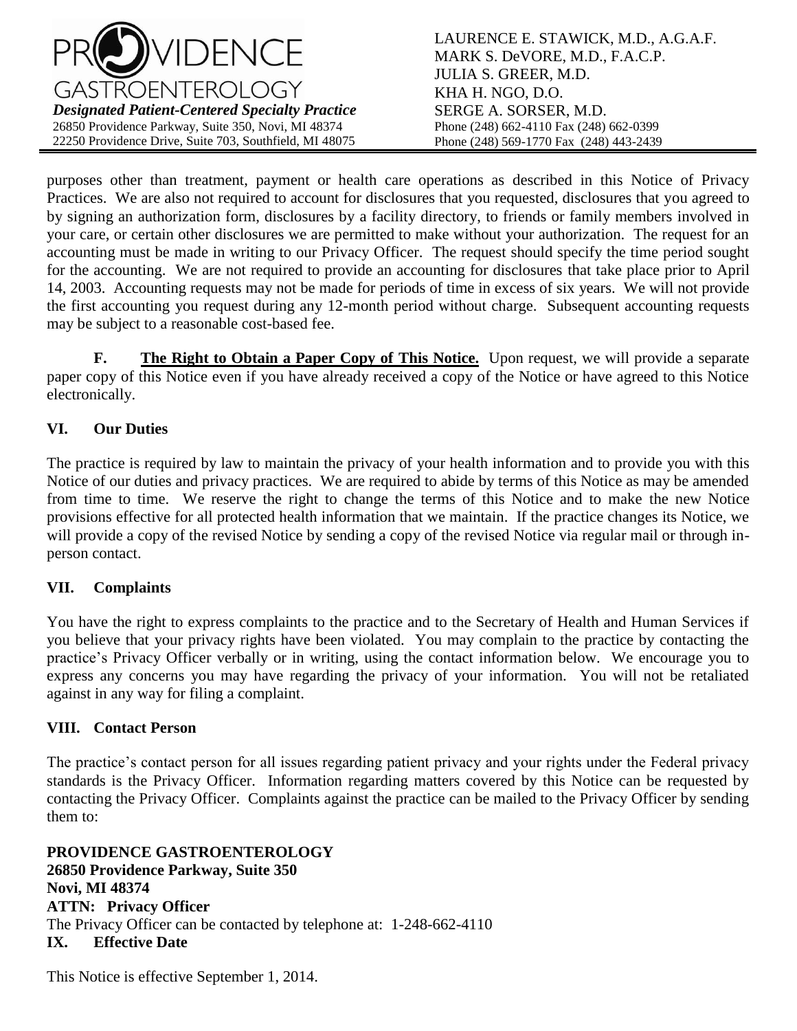purposes other than treatment, payment or health care operations as described in this Notice of Privacy Practices. We are also not required to account for disclosures that you requested, disclosures that you agreed to by signing an authorization form, disclosures by a facility directory, to friends or family members involved in your care, or certain other disclosures we are permitted to make without your authorization. The request for an accounting must be made in writing to our Privacy Officer. The request should specify the time period sought for the accounting. We are not required to provide an accounting for disclosures that take place prior to April 14, 2003. Accounting requests may not be made for periods of time in excess of six years. We will not provide the first accounting you request during any 12-month period without charge. Subsequent accounting requests may be subject to a reasonable cost-based fee.

**F. The Right to Obtain a Paper Copy of This Notice.** Upon request, we will provide a separate paper copy of this Notice even if you have already received a copy of the Notice or have agreed to this Notice electronically.

## VI. Our Duties

The practice is required by law to maintain the privacy of your health information and to provide you with this Notice of our duties and privacy practices. We are required to abide by terms of this Notice as may be amended from time to time. We reserve the right to change the terms of this Notice and to make the new Notice provisions effective for all protected health information that we maintain. If the practice changes its Notice, we will provide a copy of the revised Notice by sending a copy of the revised Notice via regular mail or through in-person contact.

## VII. Complaints

You have the right to express complaints to the practice and to the Secretary of Health and Human Services if you believe that your privacy rights have been violated. You may complain to the practice by contacting the practice's Privacy Officer verbally or in writing, using the contact information below. We encourage you to express any concerns you may have regarding the privacy of your information. You will not be retaliated against in any way for filing a complaint.

## VIII. Contact Person

The practice's contact person for all issues regarding patient privacy and your rights under the Federal privacy standards is the Privacy Officer. Information regarding matters covered by this Notice can be requested by contacting the Privacy Officer. Complaints against the practice can be mailed to the Privacy Officer by sending them to:

**PROVIDENCE GASTROENTEROLOGY**
**26850 Providence Parkway, Suite 350**
**Novi, MI 48374**
**ATTN: Privacy Officer**
The Privacy Officer can be contacted by telephone at: 1-248-662-4110

## IX. Effective Date

This Notice is effective September 1, 2014.